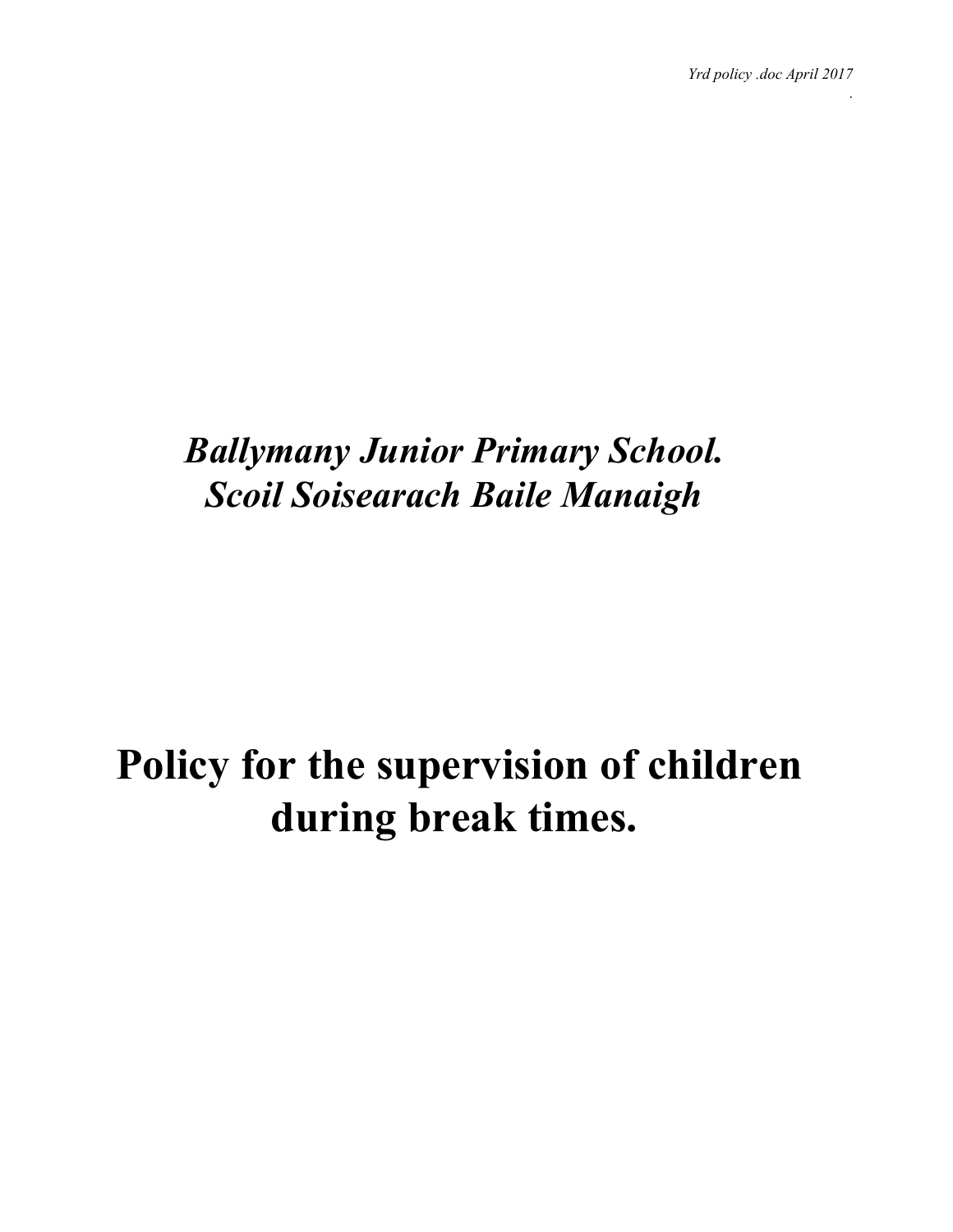*Yrd policy .doc April 2017*

***Ballymany Junior Primary School.***
***Scoil Soisearach Baile Manaigh***

# Policy for the supervision of children during break times.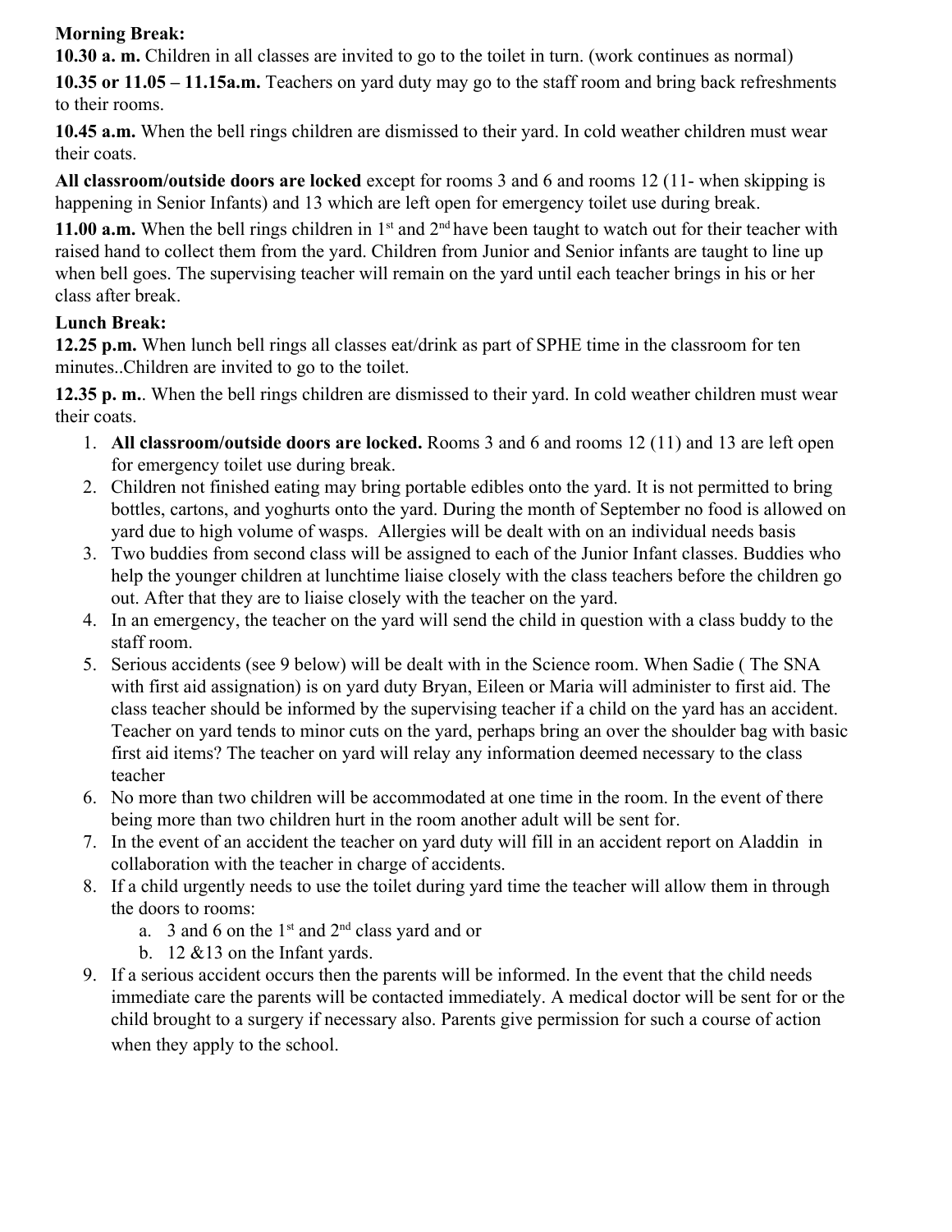**Morning Break:**

**10.30 a. m.** Children in all classes are invited to go to the toilet in turn. (work continues as normal)

**10.35 or 11.05 – 11.15a.m.** Teachers on yard duty may go to the staff room and bring back refreshments to their rooms.

**10.45 a.m.** When the bell rings children are dismissed to their yard. In cold weather children must wear their coats.

**All classroom/outside doors are locked** except for rooms 3 and 6 and rooms 12 (11- when skipping is happening in Senior Infants) and 13 which are left open for emergency toilet use during break.

**11.00 a.m.** When the bell rings children in 1st and 2nd have been taught to watch out for their teacher with raised hand to collect them from the yard. Children from Junior and Senior infants are taught to line up when bell goes. The supervising teacher will remain on the yard until each teacher brings in his or her class after break.

**Lunch Break:**

**12.25 p.m.** When lunch bell rings all classes eat/drink as part of SPHE time in the classroom for ten minutes..Children are invited to go to the toilet.

**12.35 p. m.**. When the bell rings children are dismissed to their yard. In cold weather children must wear their coats.

1. **All classroom/outside doors are locked.** Rooms 3 and 6 and rooms 12 (11) and 13 are left open for emergency toilet use during break.
2. Children not finished eating may bring portable edibles onto the yard. It is not permitted to bring bottles, cartons, and yoghurts onto the yard. During the month of September no food is allowed on yard due to high volume of wasps. Allergies will be dealt with on an individual needs basis
3. Two buddies from second class will be assigned to each of the Junior Infant classes. Buddies who help the younger children at lunchtime liaise closely with the class teachers before the children go out. After that they are to liaise closely with the teacher on the yard.
4. In an emergency, the teacher on the yard will send the child in question with a class buddy to the staff room.
5. Serious accidents (see 9 below) will be dealt with in the Science room. When Sadie ( The SNA with first aid assignation) is on yard duty Bryan, Eileen or Maria will administer to first aid. The class teacher should be informed by the supervising teacher if a child on the yard has an accident. Teacher on yard tends to minor cuts on the yard, perhaps bring an over the shoulder bag with basic first aid items? The teacher on yard will relay any information deemed necessary to the class teacher
6. No more than two children will be accommodated at one time in the room. In the event of there being more than two children hurt in the room another adult will be sent for.
7. In the event of an accident the teacher on yard duty will fill in an accident report on Aladdin in collaboration with the teacher in charge of accidents.
8. If a child urgently needs to use the toilet during yard time the teacher will allow them in through the doors to rooms:
   a. 3 and 6 on the 1st and 2nd class yard and or
   b. 12 &13 on the Infant yards.
9. If a serious accident occurs then the parents will be informed. In the event that the child needs immediate care the parents will be contacted immediately. A medical doctor will be sent for or the child brought to a surgery if necessary also. Parents give permission for such a course of action when they apply to the school.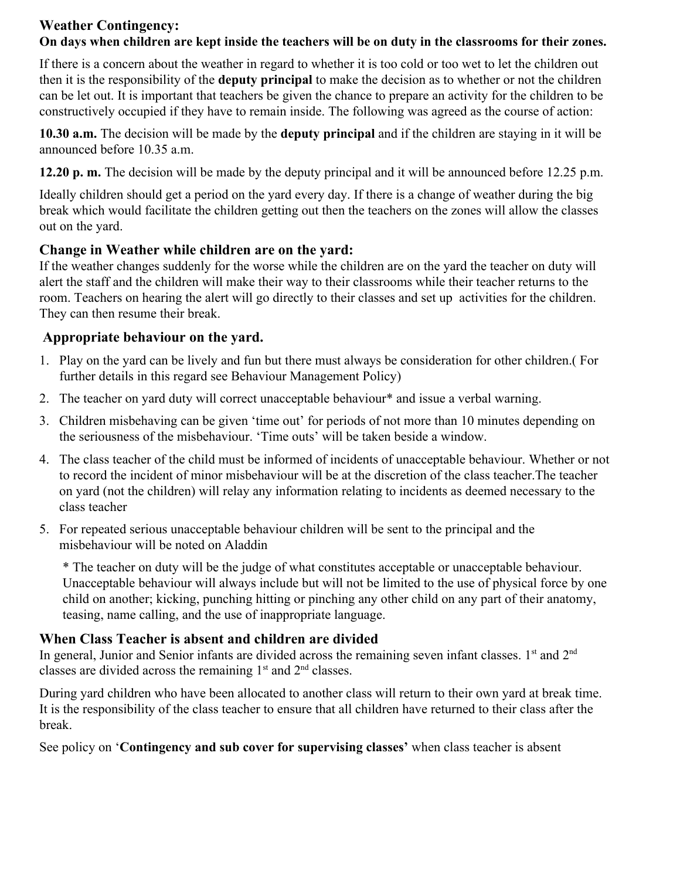## Weather Contingency:

**On days when children are kept inside the teachers will be on duty in the classrooms for their zones.**

If there is a concern about the weather in regard to whether it is too cold or too wet to let the children out then it is the responsibility of the **deputy principal** to make the decision as to whether or not the children can be let out. It is important that teachers be given the chance to prepare an activity for the children to be constructively occupied if they have to remain inside. The following was agreed as the course of action:

**10.30 a.m.** The decision will be made by the **deputy principal** and if the children are staying in it will be announced before 10.35 a.m.

**12.20 p. m.** The decision will be made by the deputy principal and it will be announced before 12.25 p.m.

Ideally children should get a period on the yard every day. If there is a change of weather during the big break which would facilitate the children getting out then the teachers on the zones will allow the classes out on the yard.

## Change in Weather while children are on the yard:

If the weather changes suddenly for the worse while the children are on the yard the teacher on duty will alert the staff and the children will make their way to their classrooms while their teacher returns to the room. Teachers on hearing the alert will go directly to their classes and set up activities for the children. They can then resume their break.

## Appropriate behaviour on the yard.

1. Play on the yard can be lively and fun but there must always be consideration for other children.( For further details in this regard see Behaviour Management Policy)
2. The teacher on yard duty will correct unacceptable behaviour* and issue a verbal warning.
3. Children misbehaving can be given 'time out' for periods of not more than 10 minutes depending on the seriousness of the misbehaviour. 'Time outs' will be taken beside a window.
4. The class teacher of the child must be informed of incidents of unacceptable behaviour. Whether or not to record the incident of minor misbehaviour will be at the discretion of the class teacher.The teacher on yard (not the children) will relay any information relating to incidents as deemed necessary to the class teacher
5. For repeated serious unacceptable behaviour children will be sent to the principal and the misbehaviour will be noted on Aladdin

   * The teacher on duty will be the judge of what constitutes acceptable or unacceptable behaviour. Unacceptable behaviour will always include but will not be limited to the use of physical force by one child on another; kicking, punching hitting or pinching any other child on any part of their anatomy, teasing, name calling, and the use of inappropriate language.

## When Class Teacher is absent and children are divided

In general, Junior and Senior infants are divided across the remaining seven infant classes. 1st and 2nd classes are divided across the remaining 1st and 2nd classes.

During yard children who have been allocated to another class will return to their own yard at break time. It is the responsibility of the class teacher to ensure that all children have returned to their class after the break.

See policy on '**Contingency and sub cover for supervising classes'** when class teacher is absent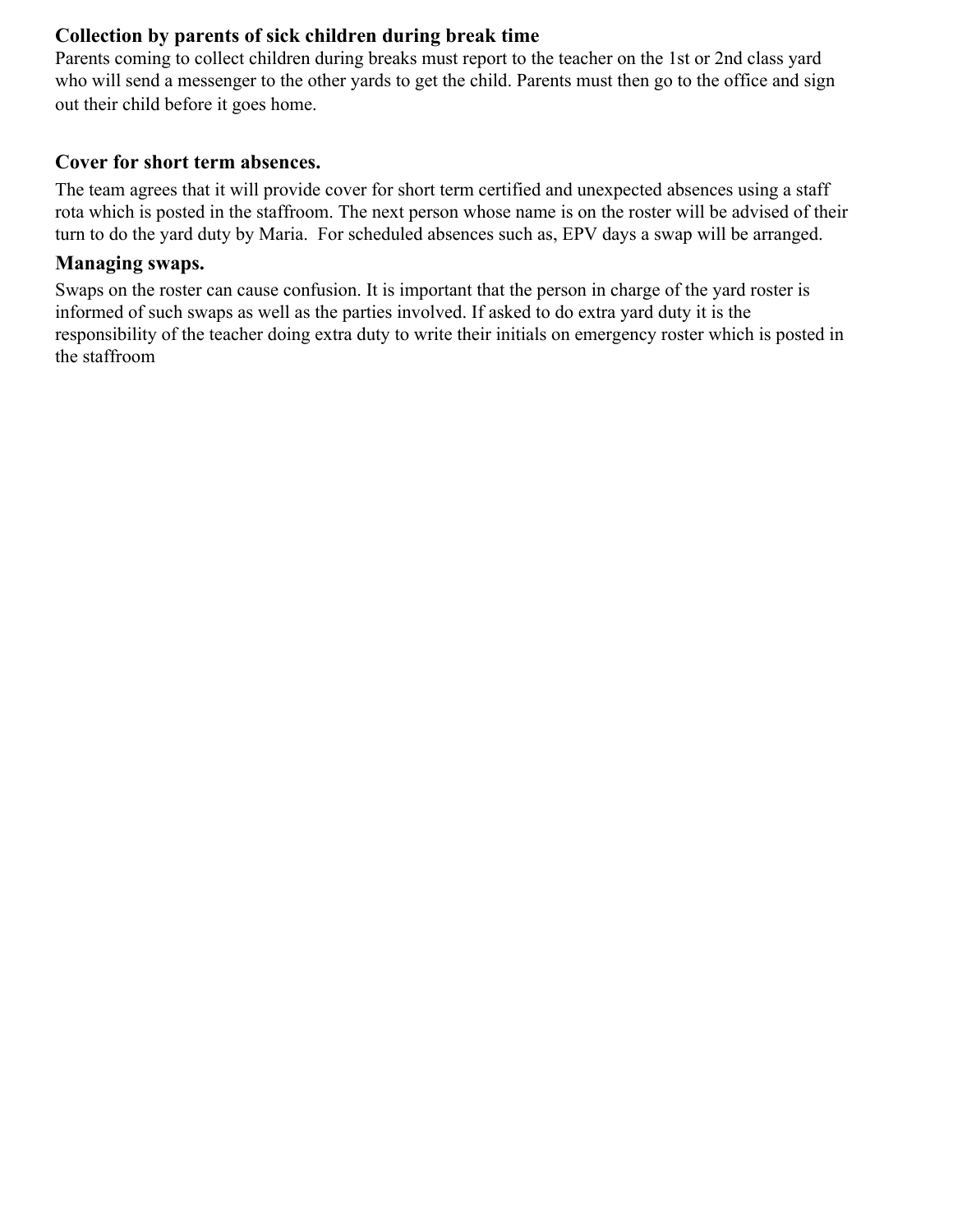### Collection by parents of sick children during break time

Parents coming to collect children during breaks must report to the teacher on the 1st or 2nd class yard who will send a messenger to the other yards to get the child. Parents must then go to the office and sign out their child before it goes home.

### Cover for short term absences.

The team agrees that it will provide cover for short term certified and unexpected absences using a staff rota which is posted in the staffroom. The next person whose name is on the roster will be advised of their turn to do the yard duty by Maria.  For scheduled absences such as, EPV days a swap will be arranged.

### Managing swaps.

Swaps on the roster can cause confusion. It is important that the person in charge of the yard roster is informed of such swaps as well as the parties involved. If asked to do extra yard duty it is the responsibility of the teacher doing extra duty to write their initials on emergency roster which is posted in the staffroom